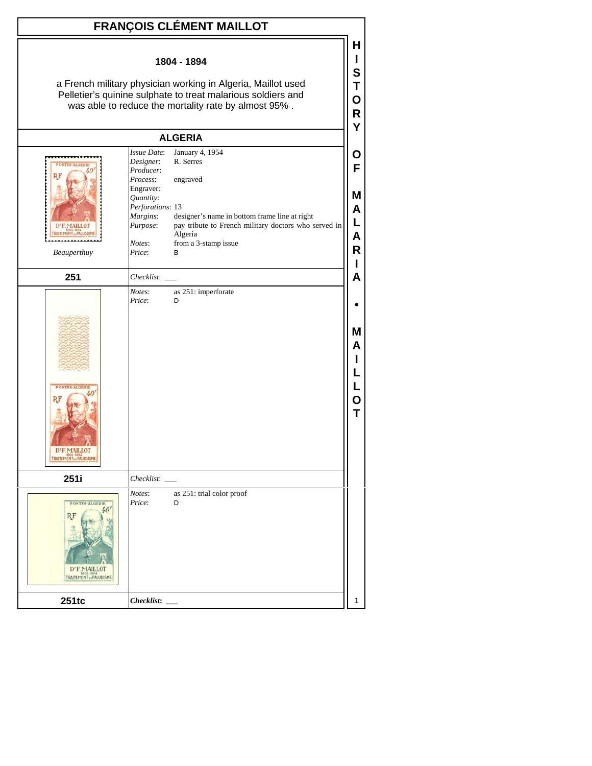# FRANÇOIS CLÉMENT MAILLOT

**1804 - 1894**

a French military physician working in Algeria, Maillot used Pelletier's quinine sulphate to treat malarious soldiers and was able to reduce the mortality rate by almost 95% .

## ALGERIA

*Beauperthuy*

| | |
|---|---|
| *Issue Date*: | January 4, 1954 |
| *Designer*: | R. Serres |
| *Producer*: | |
| *Process*: | engraved |
| *Engraver:* | |
| *Quantity*: | |
| *Perforations*: | 13 |
| *Margins*: | designer's name in bottom frame line at right |
| *Purpose*: | pay tribute to French military doctors who served in Algeria |
| *Notes*: | from a 3-stamp issue |
| *Price*: | B |

**251** *Checklist*: ___

| | |
|---|---|
| *Notes*: | as 251: imperforate |
| *Price*: | D |

**251i** *Checklist*: ___

| | |
|---|---|
| *Notes*: | as 251: trial color proof |
| *Price*: | D |

**251tc** ***Checklist:*** ___

**HISTORY OF MALARIA • MAILLOT**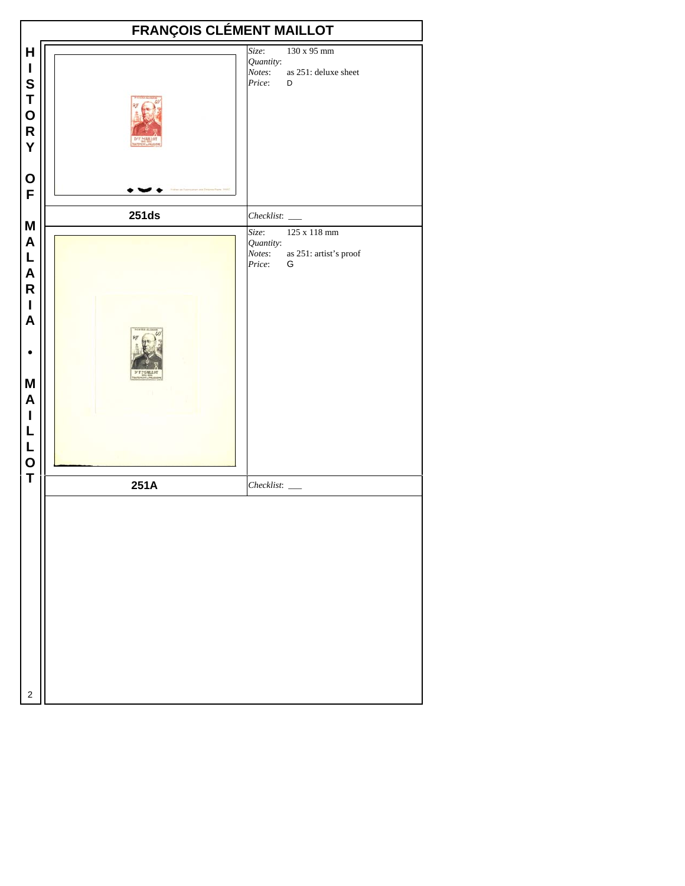# FRANÇOIS CLÉMENT MAILLOT

| | |
|---|---|
| | *Size*: 130 x 95 mm<br>*Quantity*:<br>*Notes*: as 251: deluxe sheet<br>*Price*: D |
| **251ds** | *Checklist*: ___ |
| | *Size*: 125 x 118 mm<br>*Quantity*:<br>*Notes*: as 251: artist's proof<br>*Price*: G |
| **251A** | *Checklist*: ___ |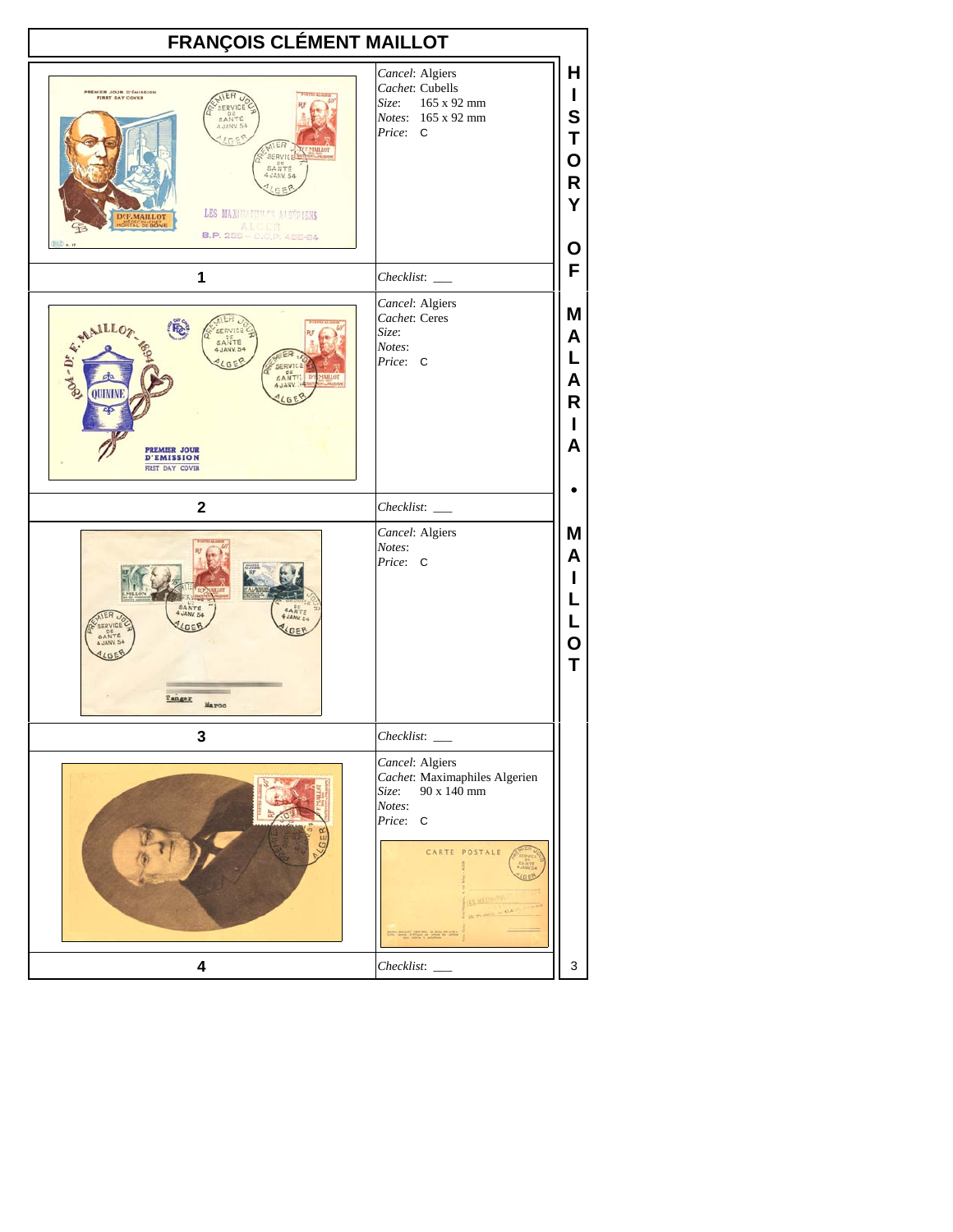# FRANÇOIS CLÉMENT MAILLOT

| Item | Details |
|---|---|
| 1 | *Cancel*: Algiers<br>*Cachet*: Cubells<br>*Size*: 165 x 92 mm<br>*Notes*: 165 x 92 mm<br>*Price*: C<br>*Checklist*: ___ |
| 2 | *Cancel*: Algiers<br>*Cachet*: Ceres<br>*Size*:<br>*Notes*:<br>*Price*: C<br>*Checklist*: ___ |
| 3 | *Cancel*: Algiers<br>*Notes*:<br>*Price*: C<br>*Checklist*: ___ |
| 4 | *Cancel*: Algiers<br>*Cachet*: Maximaphiles Algerien<br>*Size*: 90 x 140 mm<br>*Notes*:<br>*Price*: C<br>*Checklist*: ___ |

HISTORY OF MALARIA • MAILLOT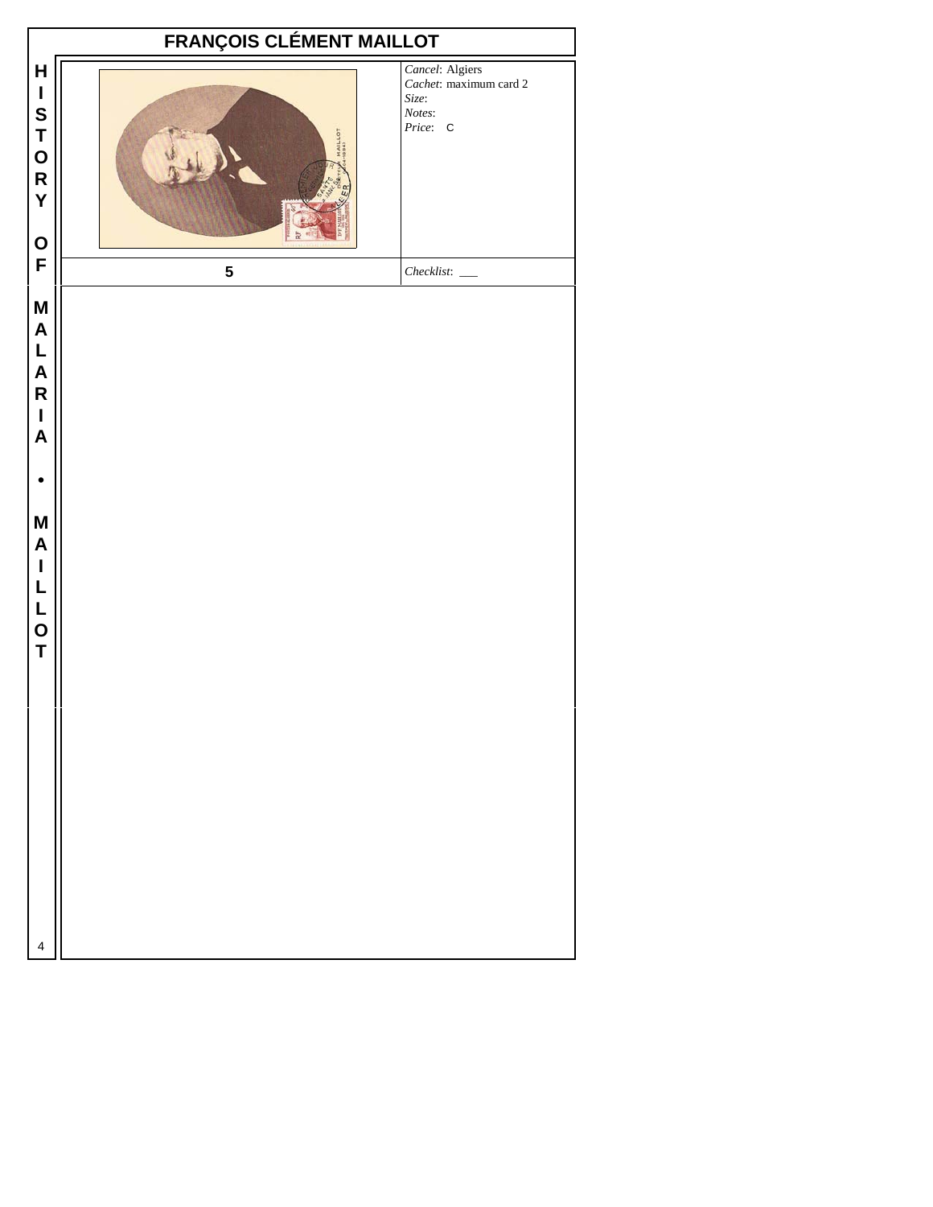# FRANÇOIS CLÉMENT MAILLOT

*Cancel*: Algiers
*Cachet*: maximum card 2
*Size*:
*Notes*:
*Price*: C

5

*Checklist*: ___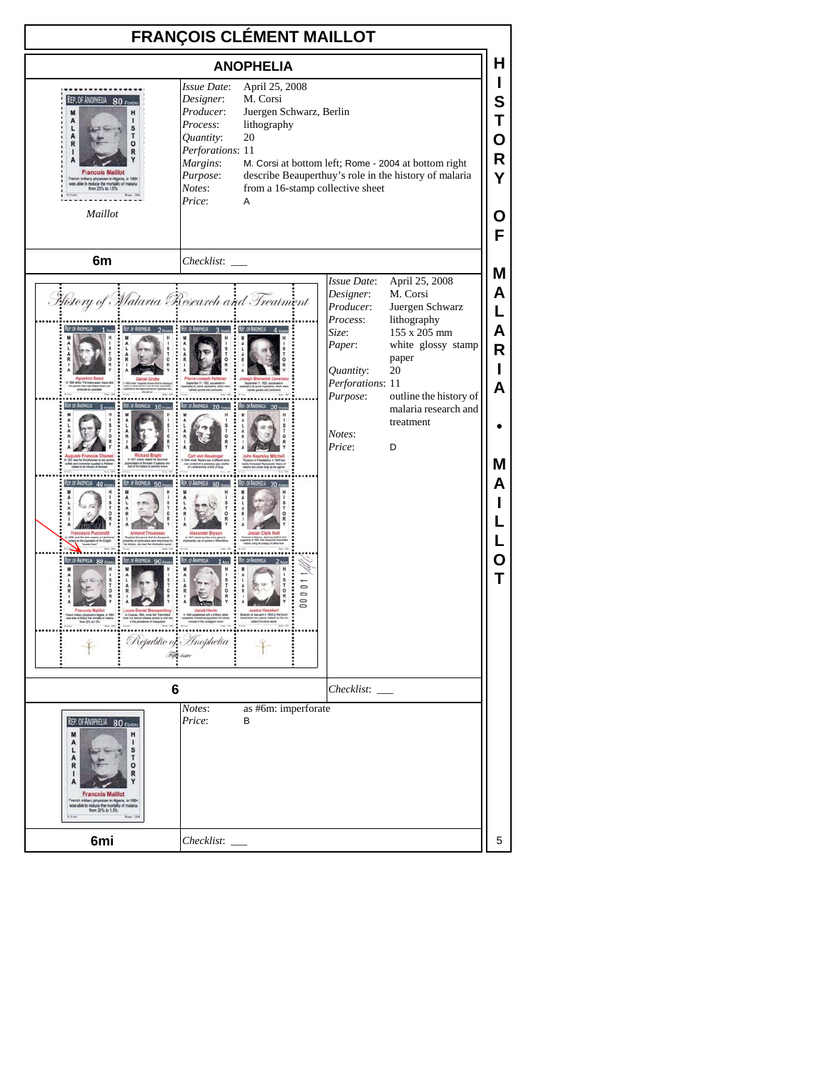# FRANÇOIS CLÉMENT MAILLOT

## ANOPHELIA

*Maillot*

*Issue Date*: April 25, 2008
*Designer*: M. Corsi
*Producer*: Juergen Schwarz, Berlin
*Process*: lithography
*Quantity*: 20
*Perforations*: 11
*Margins*: M. Corsi at bottom left; Rome - 2004 at bottom right
*Purpose*: describe Beauperthuy's role in the history of malaria
*Notes*: from a 16-stamp collective sheet
*Price*: A

**6m** *Checklist*: ___

*Issue Date*: April 25, 2008
*Designer*: M. Corsi
*Producer*: Juergen Schwarz
*Process*: lithography
*Size*: 155 x 205 mm
*Paper*: white glossy stamp paper
*Quantity*: 20
*Perforations*: 11
*Purpose*: outline the history of malaria research and treatment
*Notes*:
*Price*: D

**6** *Checklist*: ___

*Notes*: as #6m: imperforate
*Price*: B

**6mi** *Checklist*: ___

HISTORY OF MALARIA • MAILLOT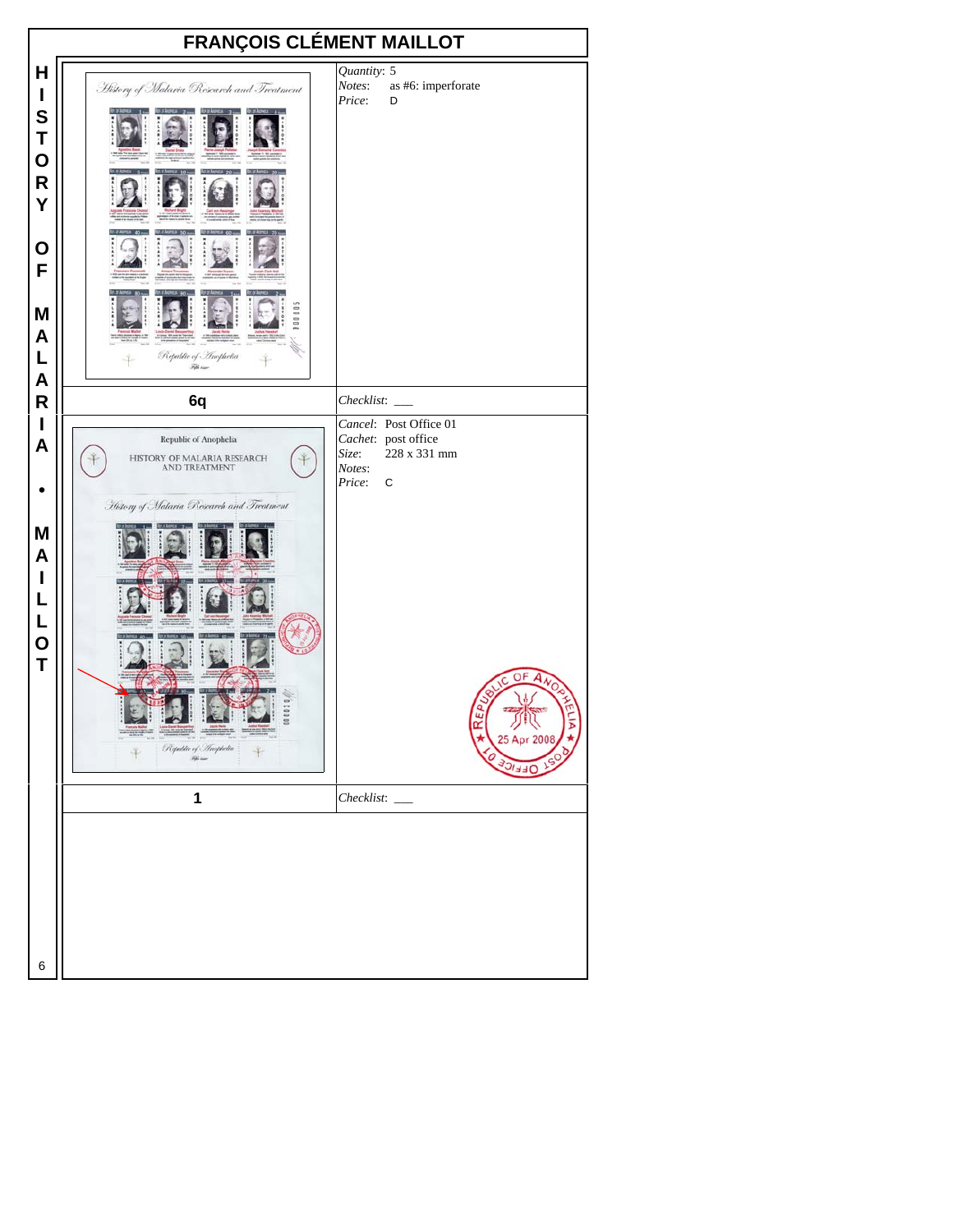# FRANÇOIS CLÉMENT MAILLOT

HISTORY OF MALARIA • MAILLOT

| | |
|---|---|
| | *Quantity*: 5<br>*Notes*: as #6: imperforate<br>*Price*: D |
| **6q** | *Checklist*: ___ |
| | *Cancel*: Post Office 01<br>*Cachet*: post office<br>*Size*: 228 x 331 mm<br>*Notes*:<br>*Price*: C |
| **1** | *Checklist*: ___ |